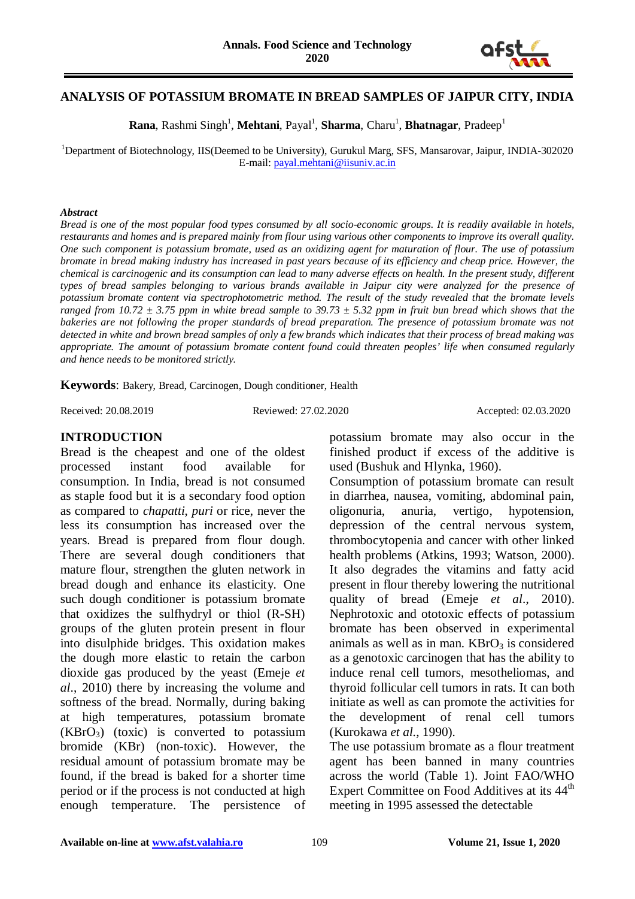# ANALYSIS OF POTASSIUM BROMATE IN BREAD SAMPLES OF JAIPUR CITY, INDIA

**Rana**, Rashmi Singh[1], **Mehtani**, Payal[1], **Sharma**, Charu[1], **Bhatnagar**, Pradeep[1]

[1]Department of Biotechnology, IIS(Deemed to be University), Gurukul Marg, SFS, Mansarovar, Jaipur, INDIA-302020
E-mail: payal.mehtani@iisuniv.ac.in

***Abstract***

*Bread is one of the most popular food types consumed by all socio-economic groups. It is readily available in hotels, restaurants and homes and is prepared mainly from flour using various other components to improve its overall quality. One such component is potassium bromate, used as an oxidizing agent for maturation of flour. The use of potassium bromate in bread making industry has increased in past years because of its efficiency and cheap price. However, the chemical is carcinogenic and its consumption can lead to many adverse effects on health. In the present study, different types of bread samples belonging to various brands available in Jaipur city were analyzed for the presence of potassium bromate content via spectrophotometric method. The result of the study revealed that the bromate levels ranged from 10.72 ± 3.75 ppm in white bread sample to 39.73 ± 5.32 ppm in fruit bun bread which shows that the bakeries are not following the proper standards of bread preparation. The presence of potassium bromate was not detected in white and brown bread samples of only a few brands which indicates that their process of bread making was appropriate. The amount of potassium bromate content found could threaten peoples' life when consumed regularly and hence needs to be monitored strictly.*

**Keywords**: Bakery, Bread, Carcinogen, Dough conditioner, Health

Received: 20.08.2019 Reviewed: 27.02.2020 Accepted: 02.03.2020

## INTRODUCTION

Bread is the cheapest and one of the oldest processed instant food available for consumption. In India, bread is not consumed as staple food but it is a secondary food option as compared to *chapatti*, *puri* or rice, never the less its consumption has increased over the years. Bread is prepared from flour dough. There are several dough conditioners that mature flour, strengthen the gluten network in bread dough and enhance its elasticity. One such dough conditioner is potassium bromate that oxidizes the sulfhydryl or thiol (R-SH) groups of the gluten protein present in flour into disulphide bridges. This oxidation makes the dough more elastic to retain the carbon dioxide gas produced by the yeast (Emeje *et al*., 2010) there by increasing the volume and softness of the bread. Normally, during baking at high temperatures, potassium bromate ($KBrO_3$) (toxic) is converted to potassium bromide (KBr) (non-toxic). However, the residual amount of potassium bromate may be found, if the bread is baked for a shorter time period or if the process is not conducted at high enough temperature. The persistence of potassium bromate may also occur in the finished product if excess of the additive is used (Bushuk and Hlynka, 1960).

Consumption of potassium bromate can result in diarrhea, nausea, vomiting, abdominal pain, oligonuria, anuria, vertigo, hypotension, depression of the central nervous system, thrombocytopenia and cancer with other linked health problems (Atkins, 1993; Watson, 2000). It also degrades the vitamins and fatty acid present in flour thereby lowering the nutritional quality of bread (Emeje *et al*., 2010). Nephrotoxic and ototoxic effects of potassium bromate has been observed in experimental animals as well as in man. $KBrO_3$ is considered as a genotoxic carcinogen that has the ability to induce renal cell tumors, mesotheliomas, and thyroid follicular cell tumors in rats. It can both initiate as well as can promote the activities for the development of renal cell tumors (Kurokawa *et al*., 1990).

The use potassium bromate as a flour treatment agent has been banned in many countries across the world (Table 1). Joint FAO/WHO Expert Committee on Food Additives at its 44th meeting in 1995 assessed the detectable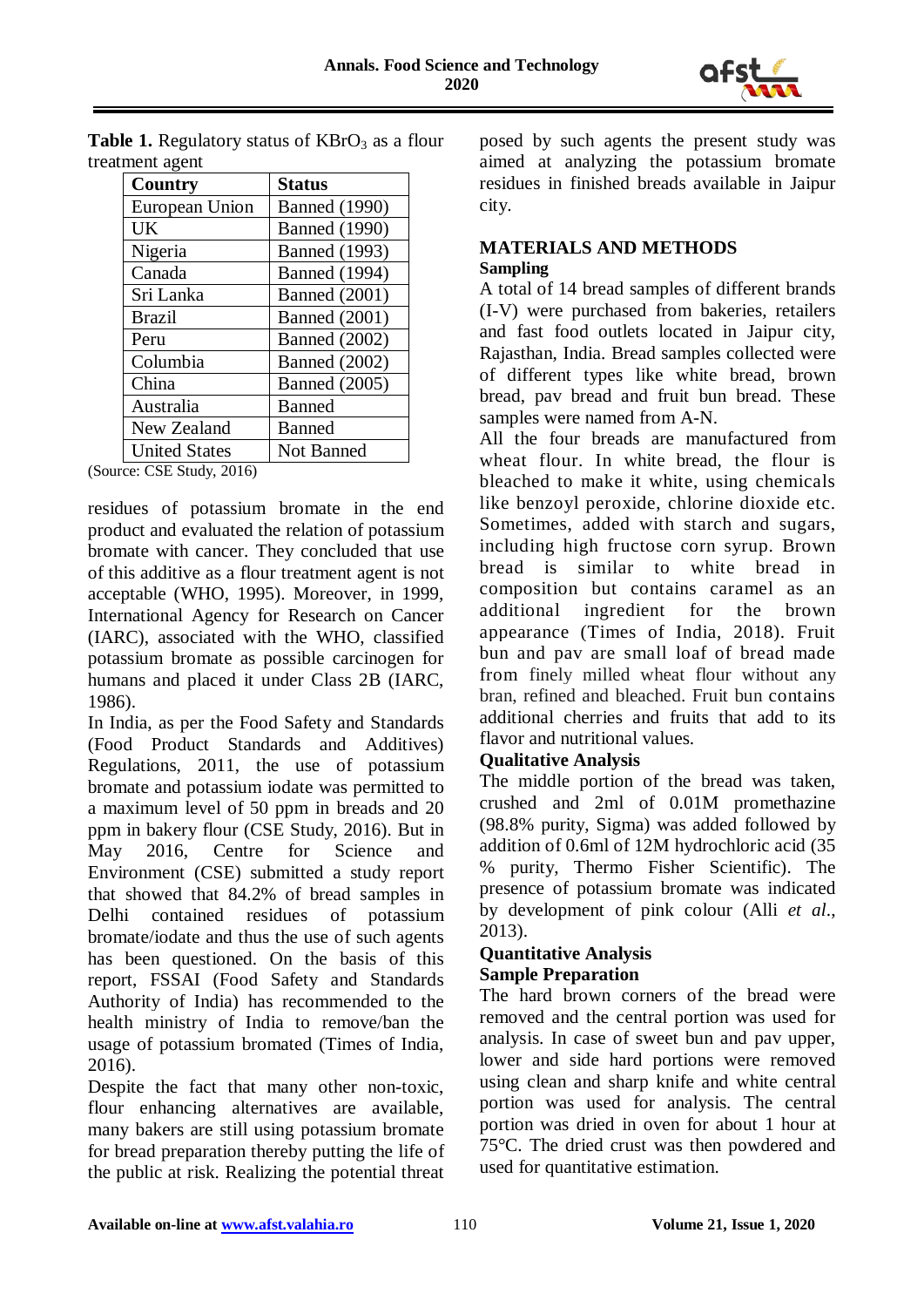**Table 1.** Regulatory status of $KBrO_3$ as a flour treatment agent

| Country | Status |
|---|---|
| European Union | Banned (1990) |
| UK | Banned (1990) |
| Nigeria | Banned (1993) |
| Canada | Banned (1994) |
| Sri Lanka | Banned (2001) |
| Brazil | Banned (2001) |
| Peru | Banned (2002) |
| Columbia | Banned (2002) |
| China | Banned (2005) |
| Australia | Banned |
| New Zealand | Banned |
| United States | Not Banned |

(Source: CSE Study, 2016)

residues of potassium bromate in the end product and evaluated the relation of potassium bromate with cancer. They concluded that use of this additive as a flour treatment agent is not acceptable (WHO, 1995). Moreover, in 1999, International Agency for Research on Cancer (IARC), associated with the WHO, classified potassium bromate as possible carcinogen for humans and placed it under Class 2B (IARC, 1986).

In India, as per the Food Safety and Standards (Food Product Standards and Additives) Regulations, 2011, the use of potassium bromate and potassium iodate was permitted to a maximum level of 50 ppm in breads and 20 ppm in bakery flour (CSE Study, 2016). But in May 2016, Centre for Science and Environment (CSE) submitted a study report that showed that 84.2% of bread samples in Delhi contained residues of potassium bromate/iodate and thus the use of such agents has been questioned. On the basis of this report, FSSAI (Food Safety and Standards Authority of India) has recommended to the health ministry of India to remove/ban the usage of potassium bromated (Times of India, 2016).

Despite the fact that many other non-toxic, flour enhancing alternatives are available, many bakers are still using potassium bromate for bread preparation thereby putting the life of the public at risk. Realizing the potential threat posed by such agents the present study was aimed at analyzing the potassium bromate residues in finished breads available in Jaipur city.

## MATERIALS AND METHODS

### Sampling

A total of 14 bread samples of different brands (I-V) were purchased from bakeries, retailers and fast food outlets located in Jaipur city, Rajasthan, India. Bread samples collected were of different types like white bread, brown bread, pav bread and fruit bun bread. These samples were named from A-N.

All the four breads are manufactured from wheat flour. In white bread, the flour is bleached to make it white, using chemicals like benzoyl peroxide, chlorine dioxide etc. Sometimes, added with starch and sugars, including high fructose corn syrup. Brown bread is similar to white bread in composition but contains caramel as an additional ingredient for the brown appearance (Times of India, 2018). Fruit bun and pav are small loaf of bread made from finely milled wheat flour without any bran, refined and bleached. Fruit bun contains additional cherries and fruits that add to its flavor and nutritional values.

### Qualitative Analysis

The middle portion of the bread was taken, crushed and 2ml of 0.01M promethazine (98.8% purity, Sigma) was added followed by addition of 0.6ml of 12M hydrochloric acid (35 % purity, Thermo Fisher Scientific). The presence of potassium bromate was indicated by development of pink colour (Alli *et al*., 2013).

### Quantitative Analysis

#### Sample Preparation

The hard brown corners of the bread were removed and the central portion was used for analysis. In case of sweet bun and pav upper, lower and side hard portions were removed using clean and sharp knife and white central portion was used for analysis. The central portion was dried in oven for about 1 hour at 75°C. The dried crust was then powdered and used for quantitative estimation.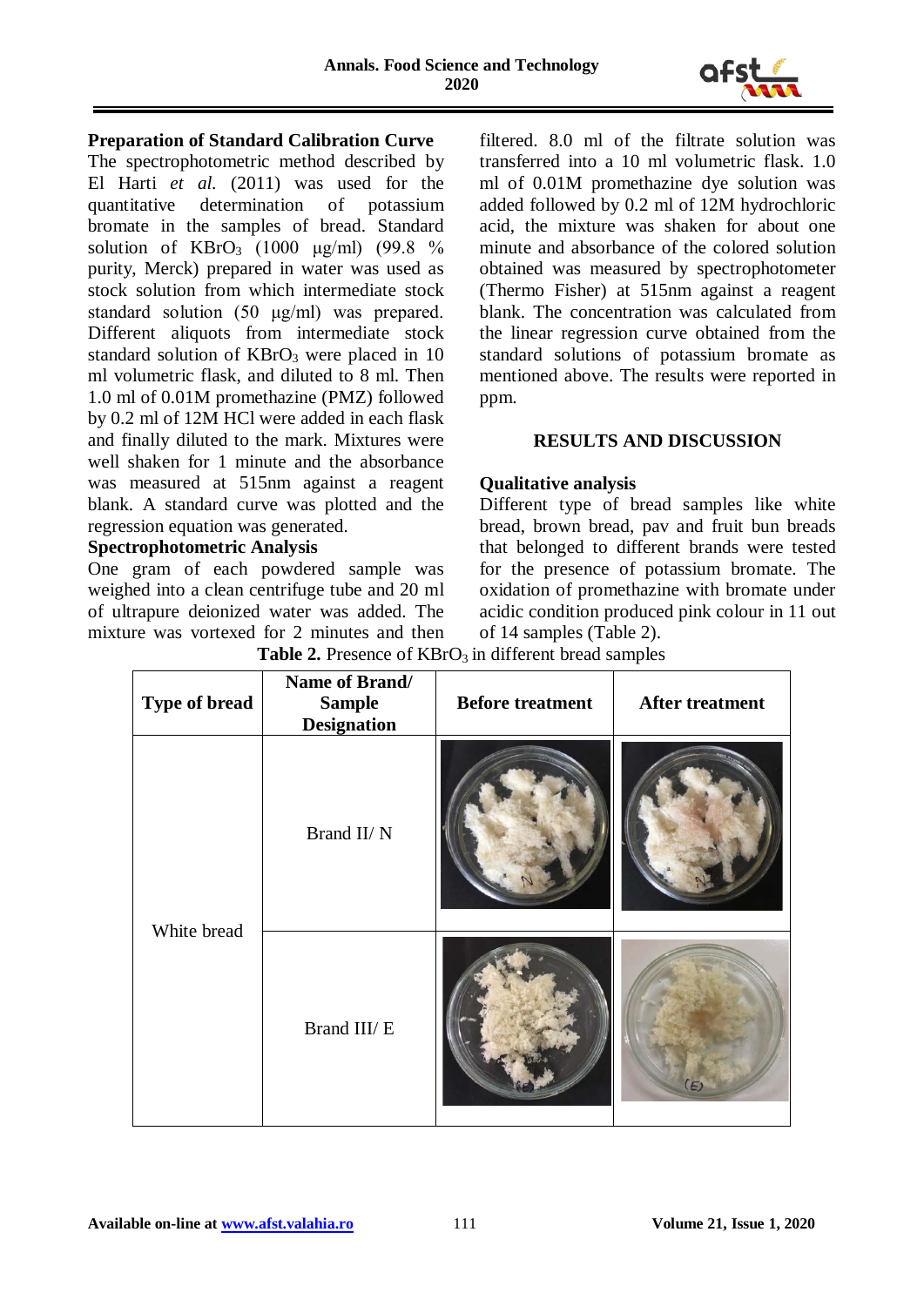**Preparation of Standard Calibration Curve**

The spectrophotometric method described by El Harti *et al.* (2011) was used for the quantitative determination of potassium bromate in the samples of bread. Standard solution of $KBrO_3$ (1000 µg/ml) (99.8 % purity, Merck) prepared in water was used as stock solution from which intermediate stock standard solution (50 µg/ml) was prepared. Different aliquots from intermediate stock standard solution of $KBrO_3$ were placed in 10 ml volumetric flask, and diluted to 8 ml. Then 1.0 ml of 0.01M promethazine (PMZ) followed by 0.2 ml of 12M HCl were added in each flask and finally diluted to the mark. Mixtures were well shaken for 1 minute and the absorbance was measured at 515nm against a reagent blank. A standard curve was plotted and the regression equation was generated.

**Spectrophotometric Analysis**

One gram of each powdered sample was weighed into a clean centrifuge tube and 20 ml of ultrapure deionized water was added. The mixture was vortexed for 2 minutes and then filtered. 8.0 ml of the filtrate solution was transferred into a 10 ml volumetric flask. 1.0 ml of 0.01M promethazine dye solution was added followed by 0.2 ml of 12M hydrochloric acid, the mixture was shaken for about one minute and absorbance of the colored solution obtained was measured by spectrophotometer (Thermo Fisher) at 515nm against a reagent blank. The concentration was calculated from the linear regression curve obtained from the standard solutions of potassium bromate as mentioned above. The results were reported in ppm.

## RESULTS AND DISCUSSION

**Qualitative analysis**

Different type of bread samples like white bread, brown bread, pav and fruit bun breads that belonged to different brands were tested for the presence of potassium bromate. The oxidation of promethazine with bromate under acidic condition produced pink colour in 11 out of 14 samples (Table 2).

**Table 2.** Presence of $KBrO_3$ in different bread samples

| Type of bread | Name of Brand/ Sample Designation | Before treatment | After treatment |
|---|---|---|---|
| White bread | Brand II/ N | | |
| | Brand III/ E | | |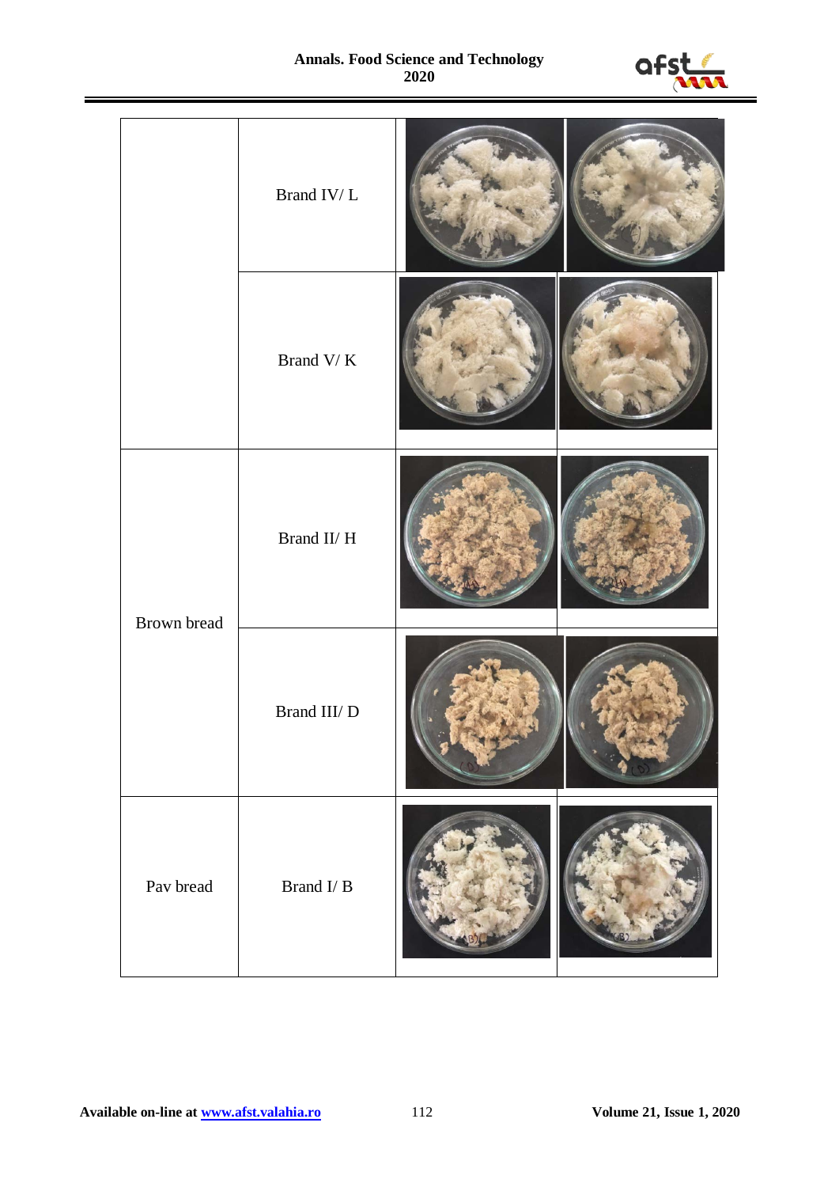| | | | |
|---|---|---|---|
| | Brand IV/ L | | |
| | Brand V/ K | | |
| Brown bread | Brand II/ H | | |
| | Brand III/ D | | |
| Pav bread | Brand I/ B | | |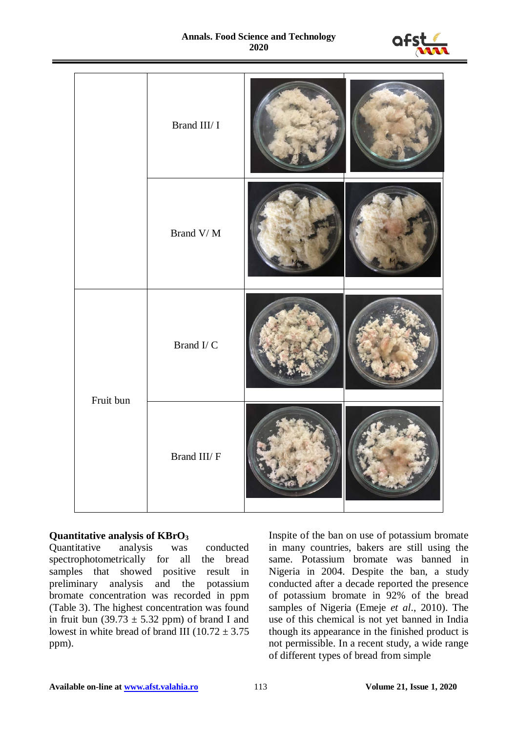| | | | |
|---|---|---|---|
| | Brand III/ I | | |
| | Brand V/ M | | |
| Fruit bun | Brand I/ C | | |
| | Brand III/ F | | |

**Quantitative analysis of $KBrO_3$**

Quantitative analysis was conducted spectrophotometrically for all the bread samples that showed positive result in preliminary analysis and the potassium bromate concentration was recorded in ppm (Table 3). The highest concentration was found in fruit bun (39.73 ± 5.32 ppm) of brand I and lowest in white bread of brand III (10.72 ± 3.75 ppm).

Inspite of the ban on use of potassium bromate in many countries, bakers are still using the same. Potassium bromate was banned in Nigeria in 2004. Despite the ban, a study conducted after a decade reported the presence of potassium bromate in 92% of the bread samples of Nigeria (Emeje *et al.*, 2010). The use of this chemical is not yet banned in India though its appearance in the finished product is not permissible. In a recent study, a wide range of different types of bread from simple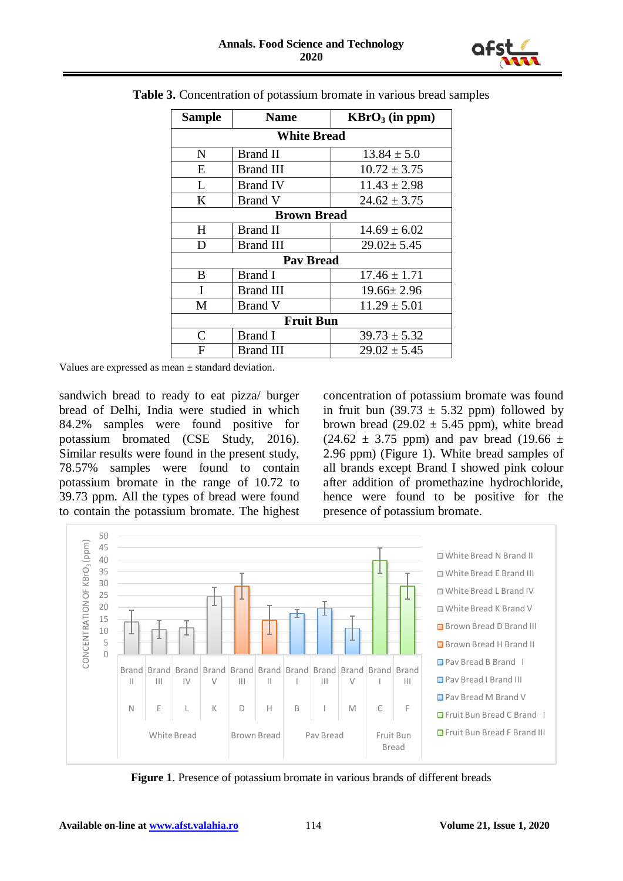**Table 3.** Concentration of potassium bromate in various bread samples

| Sample | Name | $KBrO_3$ (in ppm) |
|---|---|---|
| **White Bread** | | |
| N | Brand II | 13.84 ± 5.0 |
| E | Brand III | 10.72 ± 3.75 |
| L | Brand IV | 11.43 ± 2.98 |
| K | Brand V | 24.62 ± 3.75 |
| **Brown Bread** | | |
| H | Brand II | 14.69 ± 6.02 |
| D | Brand III | 29.02± 5.45 |
| **Pav Bread** | | |
| B | Brand I | 17.46 ± 1.71 |
| I | Brand III | 19.66± 2.96 |
| M | Brand V | 11.29 ± 5.01 |
| **Fruit Bun** | | |
| C | Brand I | 39.73 ± 5.32 |
| F | Brand III | 29.02 ± 5.45 |

Values are expressed as mean ± standard deviation.

sandwich bread to ready to eat pizza/ burger bread of Delhi, India were studied in which 84.2% samples were found positive for potassium bromated (CSE Study, 2016). Similar results were found in the present study, 78.57% samples were found to contain potassium bromate in the range of 10.72 to 39.73 ppm. All the types of bread were found to contain the potassium bromate. The highest concentration of potassium bromate was found in fruit bun (39.73 ± 5.32 ppm) followed by brown bread (29.02 ± 5.45 ppm), white bread (24.62 ± 3.75 ppm) and pav bread (19.66 ± 2.96 ppm) (Figure 1). White bread samples of all brands except Brand I showed pink colour after addition of promethazine hydrochloride, hence were found to be positive for the presence of potassium bromate.

**Figure 1**. Presence of potassium bromate in various brands of different breads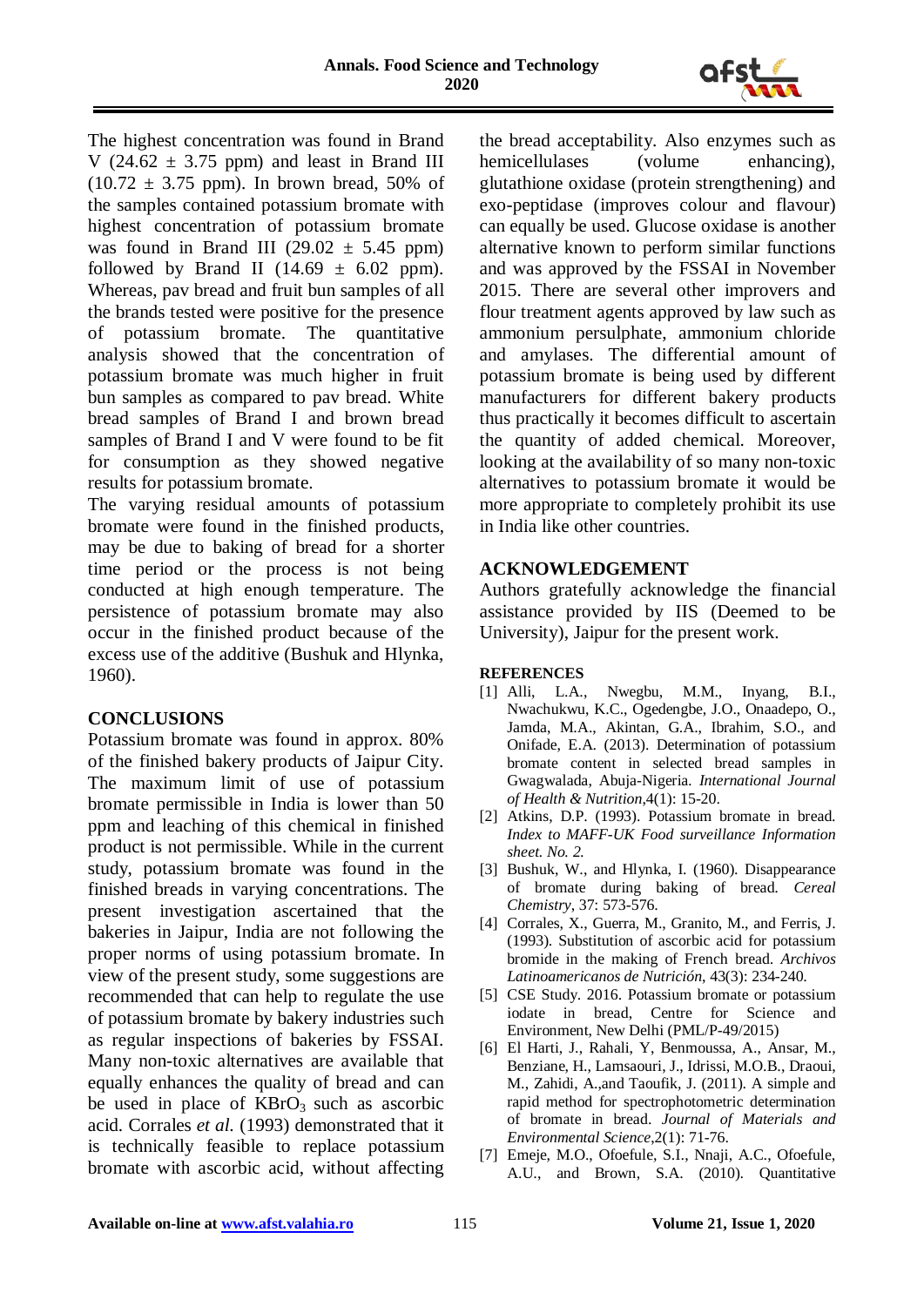The highest concentration was found in Brand V (24.62 ± 3.75 ppm) and least in Brand III (10.72 ± 3.75 ppm). In brown bread, 50% of the samples contained potassium bromate with highest concentration of potassium bromate was found in Brand III (29.02 ± 5.45 ppm) followed by Brand II (14.69 ± 6.02 ppm). Whereas, pav bread and fruit bun samples of all the brands tested were positive for the presence of potassium bromate. The quantitative analysis showed that the concentration of potassium bromate was much higher in fruit bun samples as compared to pav bread. White bread samples of Brand I and brown bread samples of Brand I and V were found to be fit for consumption as they showed negative results for potassium bromate.

The varying residual amounts of potassium bromate were found in the finished products, may be due to baking of bread for a shorter time period or the process is not being conducted at high enough temperature. The persistence of potassium bromate may also occur in the finished product because of the excess use of the additive (Bushuk and Hlynka, 1960).

## CONCLUSIONS

Potassium bromate was found in approx. 80% of the finished bakery products of Jaipur City. The maximum limit of use of potassium bromate permissible in India is lower than 50 ppm and leaching of this chemical in finished product is not permissible. While in the current study, potassium bromate was found in the finished breads in varying concentrations. The present investigation ascertained that the bakeries in Jaipur, India are not following the proper norms of using potassium bromate. In view of the present study, some suggestions are recommended that can help to regulate the use of potassium bromate by bakery industries such as regular inspections of bakeries by FSSAI. Many non-toxic alternatives are available that equally enhances the quality of bread and can be used in place of $KBrO_3$ such as ascorbic acid. Corrales *et al.* (1993) demonstrated that it is technically feasible to replace potassium bromate with ascorbic acid, without affecting the bread acceptability. Also enzymes such as hemicellulases (volume enhancing), glutathione oxidase (protein strengthening) and exo-peptidase (improves colour and flavour) can equally be used. Glucose oxidase is another alternative known to perform similar functions and was approved by the FSSAI in November 2015. There are several other improvers and flour treatment agents approved by law such as ammonium persulphate, ammonium chloride and amylases. The differential amount of potassium bromate is being used by different manufacturers for different bakery products thus practically it becomes difficult to ascertain the quantity of added chemical. Moreover, looking at the availability of so many non-toxic alternatives to potassium bromate it would be more appropriate to completely prohibit its use in India like other countries.

## ACKNOWLEDGEMENT

Authors gratefully acknowledge the financial assistance provided by IIS (Deemed to be University), Jaipur for the present work.

## REFERENCES

[1] Alli, L.A., Nwegbu, M.M., Inyang, B.I., Nwachukwu, K.C., Ogedengbe, J.O., Onaadepo, O., Jamda, M.A., Akintan, G.A., Ibrahim, S.O., and Onifade, E.A. (2013). Determination of potassium bromate content in selected bread samples in Gwagwalada, Abuja-Nigeria. *International Journal of Health & Nutrition*,4(1): 15-20.

[2] Atkins, D.P. (1993). Potassium bromate in bread. *Index to MAFF-UK Food surveillance Information sheet. No. 2.*

[3] Bushuk, W., and Hlynka, I. (1960). Disappearance of bromate during baking of bread. *Cereal Chemistry*, 37: 573-576.

[4] Corrales, X., Guerra, M., Granito, M., and Ferris, J. (1993). Substitution of ascorbic acid for potassium bromide in the making of French bread. *Archivos Latinoamericanos de Nutrición*, 43(3): 234-240.

[5] CSE Study. 2016. Potassium bromate or potassium iodate in bread, Centre for Science and Environment, New Delhi (PML/P-49/2015)

[6] El Harti, J., Rahali, Y, Benmoussa, A., Ansar, M., Benziane, H., Lamsaouri, J., Idrissi, M.O.B., Draoui, M., Zahidi, A.,and Taoufik, J. (2011). A simple and rapid method for spectrophotometric determination of bromate in bread. *Journal of Materials and Environmental Science*,2(1): 71-76.

[7] Emeje, M.O., Ofoefule, S.I., Nnaji, A.C., Ofoefule, A.U., and Brown, S.A. (2010). Quantitative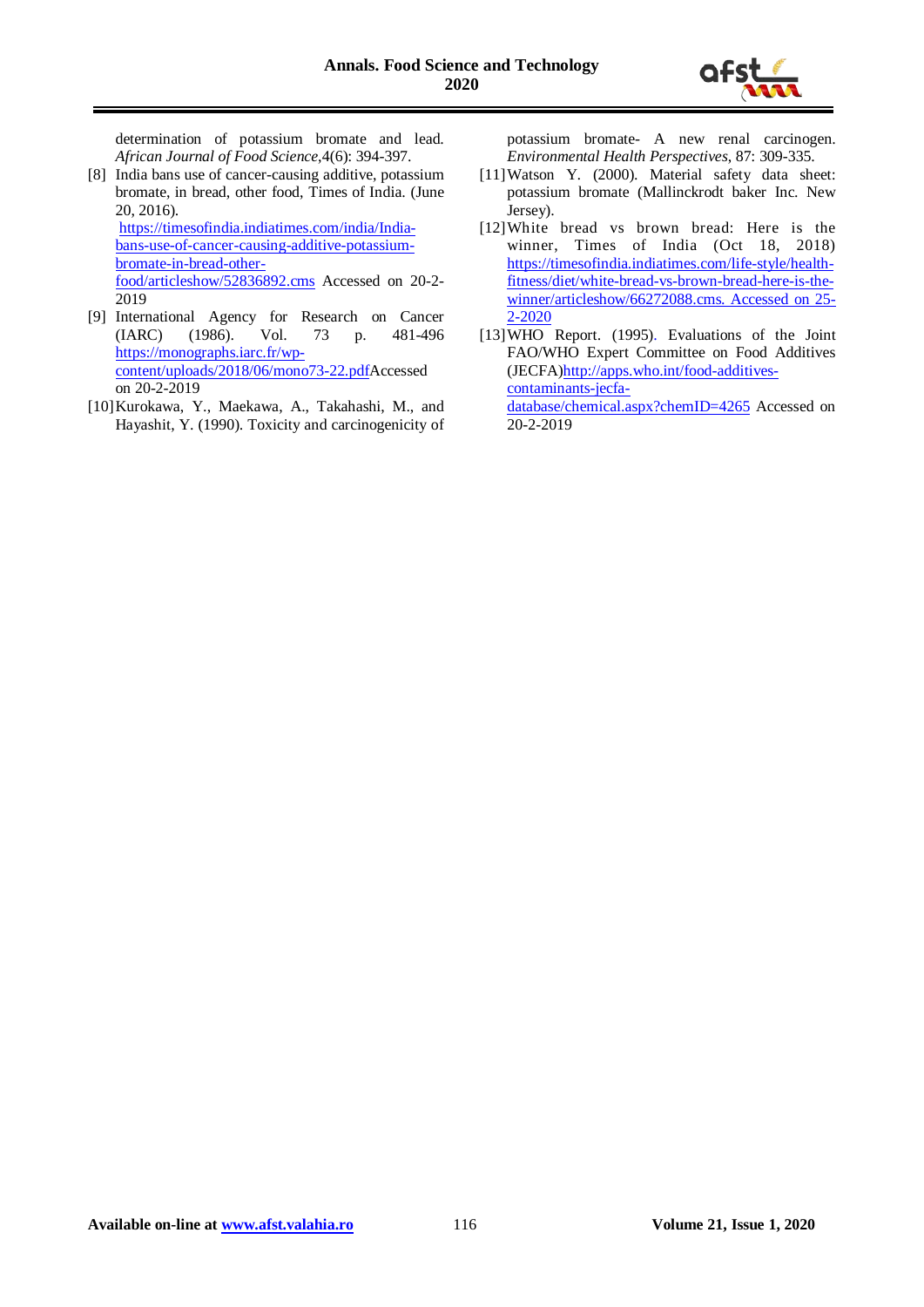determination of potassium bromate and lead. *African Journal of Food Science*,4(6): 394-397.

[8] India bans use of cancer-causing additive, potassium bromate, in bread, other food, Times of India. (June 20, 2016). https://timesofindia.indiatimes.com/india/India-bans-use-of-cancer-causing-additive-potassium-bromate-in-bread-other-food/articleshow/52836892.cms Accessed on 20-2-2019

[9] International Agency for Research on Cancer (IARC) (1986). Vol. 73 p. 481-496 https://monographs.iarc.fr/wp-content/uploads/2018/06/mono73-22.pdfAccessed on 20-2-2019

[10] Kurokawa, Y., Maekawa, A., Takahashi, M., and Hayashit, Y. (1990). Toxicity and carcinogenicity of potassium bromate- A new renal carcinogen. *Environmental Health Perspectives*, 87: 309-335.

[11] Watson Y. (2000). Material safety data sheet: potassium bromate (Mallinckrodt baker Inc. New Jersey).

[12] White bread vs brown bread: Here is the winner, Times of India (Oct 18, 2018) https://timesofindia.indiatimes.com/life-style/health-fitness/diet/white-bread-vs-brown-bread-here-is-the-winner/articleshow/66272088.cms. Accessed on 25-2-2020

[13] WHO Report. (1995). Evaluations of the Joint FAO/WHO Expert Committee on Food Additives (JECFA)http://apps.who.int/food-additives-contaminants-jecfa-database/chemical.aspx?chemID=4265 Accessed on 20-2-2019